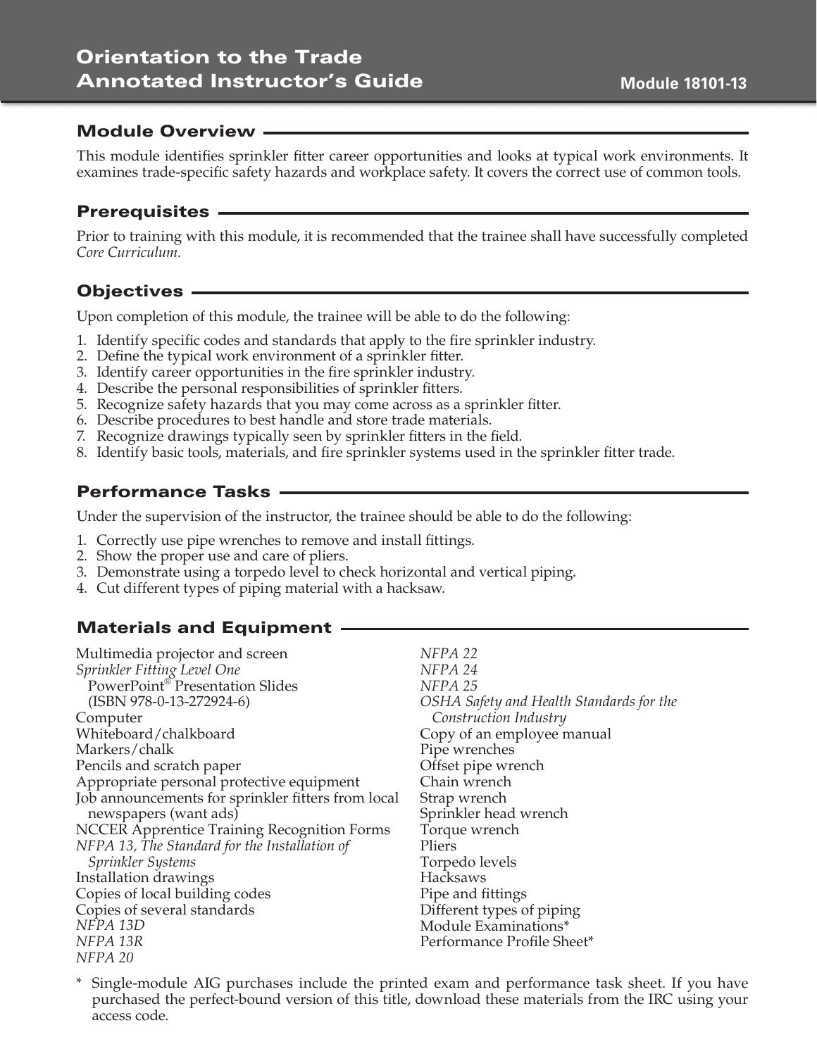# Orientation to the Trade Annotated Instructor's Guide

**Module 18101-13**

## Module Overview

This module identifies sprinkler fitter career opportunities and looks at typical work environments. It examines trade-specific safety hazards and workplace safety. It covers the correct use of common tools.

## Prerequisites

Prior to training with this module, it is recommended that the trainee shall have successfully completed *Core Curriculum.*

## Objectives

Upon completion of this module, the trainee will be able to do the following:

1. Identify specific codes and standards that apply to the fire sprinkler industry.
2. Define the typical work environment of a sprinkler fitter.
3. Identify career opportunities in the fire sprinkler industry.
4. Describe the personal responsibilities of sprinkler fitters.
5. Recognize safety hazards that you may come across as a sprinkler fitter.
6. Describe procedures to best handle and store trade materials.
7. Recognize drawings typically seen by sprinkler fitters in the field.
8. Identify basic tools, materials, and fire sprinkler systems used in the sprinkler fitter trade.

## Performance Tasks

Under the supervision of the instructor, the trainee should be able to do the following:

1. Correctly use pipe wrenches to remove and install fittings.
2. Show the proper use and care of pliers.
3. Demonstrate using a torpedo level to check horizontal and vertical piping.
4. Cut different types of piping material with a hacksaw.

## Materials and Equipment

Multimedia projector and screen
*Sprinkler Fitting Level One* PowerPoint® Presentation Slides (ISBN 978-0-13-272924-6)
Computer
Whiteboard/chalkboard
Markers/chalk
Pencils and scratch paper
Appropriate personal protective equipment
Job announcements for sprinkler fitters from local newspapers (want ads)
NCCER Apprentice Training Recognition Forms
*NFPA 13, The Standard for the Installation of Sprinkler Systems*
Installation drawings
Copies of local building codes
Copies of several standards
*NFPA 13D*
*NFPA 13R*
*NFPA 20*
*NFPA 22*
*NFPA 24*
*NFPA 25*
*OSHA Safety and Health Standards for the Construction Industry*
Copy of an employee manual
Pipe wrenches
Offset pipe wrench
Chain wrench
Strap wrench
Sprinkler head wrench
Torque wrench
Pliers
Torpedo levels
Hacksaws
Pipe and fittings
Different types of piping
Module Examinations*
Performance Profile Sheet*

\* Single-module AIG purchases include the printed exam and performance task sheet. If you have purchased the perfect-bound version of this title, download these materials from the IRC using your access code.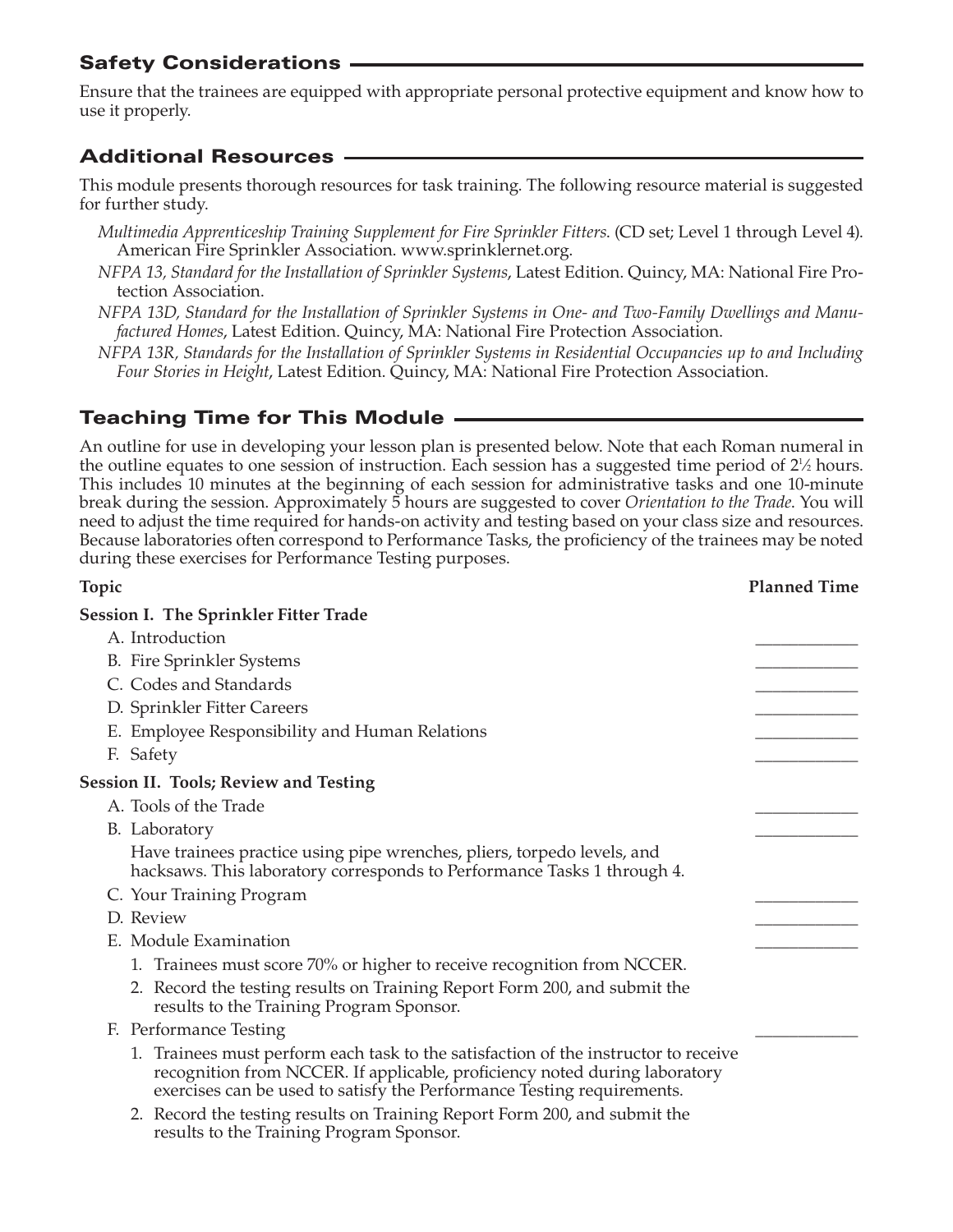## Safety Considerations

Ensure that the trainees are equipped with appropriate personal protective equipment and know how to use it properly.

## Additional Resources

This module presents thorough resources for task training. The following resource material is suggested for further study.

*Multimedia Apprenticeship Training Supplement for Fire Sprinkler Fitters.* (CD set; Level 1 through Level 4). American Fire Sprinkler Association. www.sprinklernet.org.

*NFPA 13, Standard for the Installation of Sprinkler Systems*, Latest Edition. Quincy, MA: National Fire Protection Association.

*NFPA 13D, Standard for the Installation of Sprinkler Systems in One- and Two-Family Dwellings and Manufactured Homes*, Latest Edition. Quincy, MA: National Fire Protection Association.

*NFPA 13R, Standards for the Installation of Sprinkler Systems in Residential Occupancies up to and Including Four Stories in Height*, Latest Edition. Quincy, MA: National Fire Protection Association.

## Teaching Time for This Module

An outline for use in developing your lesson plan is presented below. Note that each Roman numeral in the outline equates to one session of instruction. Each session has a suggested time period of 2½ hours. This includes 10 minutes at the beginning of each session for administrative tasks and one 10-minute break during the session. Approximately 5 hours are suggested to cover *Orientation to the Trade*. You will need to adjust the time required for hands-on activity and testing based on your class size and resources. Because laboratories often correspond to Performance Tasks, the proficiency of the trainees may be noted during these exercises for Performance Testing purposes.

| Topic | Planned Time |
|---|---|
| **Session I. The Sprinkler Fitter Trade** | |
| A. Introduction | ____________ |
| B. Fire Sprinkler Systems | ____________ |
| C. Codes and Standards | ____________ |
| D. Sprinkler Fitter Careers | ____________ |
| E. Employee Responsibility and Human Relations | ____________ |
| F. Safety | ____________ |
| **Session II. Tools; Review and Testing** | |
| A. Tools of the Trade | ____________ |
| B. Laboratory<br>Have trainees practice using pipe wrenches, pliers, torpedo levels, and hacksaws. This laboratory corresponds to Performance Tasks 1 through 4. | ____________ |
| C. Your Training Program | ____________ |
| D. Review | ____________ |
| E. Module Examination<br>1. Trainees must score 70% or higher to receive recognition from NCCER.<br>2. Record the testing results on Training Report Form 200, and submit the results to the Training Program Sponsor. | ____________ |
| F. Performance Testing<br>1. Trainees must perform each task to the satisfaction of the instructor to receive recognition from NCCER. If applicable, proficiency noted during laboratory exercises can be used to satisfy the Performance Testing requirements.<br>2. Record the testing results on Training Report Form 200, and submit the results to the Training Program Sponsor. | ____________ |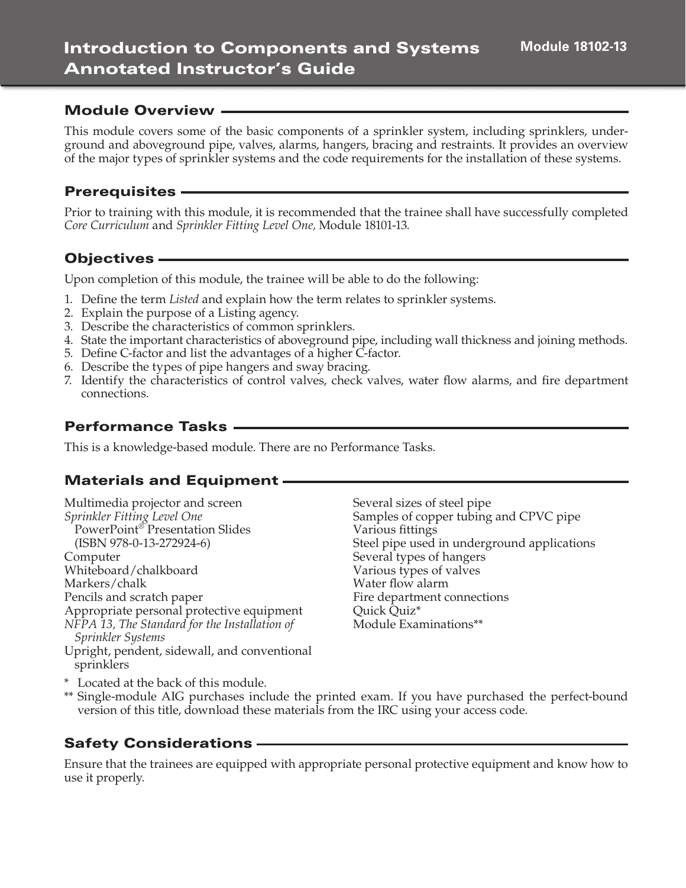# Introduction to Components and Systems Annotated Instructor's Guide

**Module 18102-13**

## Module Overview

This module covers some of the basic components of a sprinkler system, including sprinklers, underground and aboveground pipe, valves, alarms, hangers, bracing and restraints. It provides an overview of the major types of sprinkler systems and the code requirements for the installation of these systems.

## Prerequisites

Prior to training with this module, it is recommended that the trainee shall have successfully completed *Core Curriculum* and *Sprinkler Fitting Level One,* Module 18101-13.

## Objectives

Upon completion of this module, the trainee will be able to do the following:

1. Define the term *Listed* and explain how the term relates to sprinkler systems.
2. Explain the purpose of a Listing agency.
3. Describe the characteristics of common sprinklers.
4. State the important characteristics of aboveground pipe, including wall thickness and joining methods.
5. Define C-factor and list the advantages of a higher C-factor.
6. Describe the types of pipe hangers and sway bracing.
7. Identify the characteristics of control valves, check valves, water flow alarms, and fire department connections.

## Performance Tasks

This is a knowledge-based module. There are no Performance Tasks.

## Materials and Equipment

Multimedia projector and screen
*Sprinkler Fitting Level One* PowerPoint® Presentation Slides (ISBN 978-0-13-272924-6)
Computer
Whiteboard/chalkboard
Markers/chalk
Pencils and scratch paper
Appropriate personal protective equipment
*NFPA 13, The Standard for the Installation of Sprinkler Systems*
Upright, pendent, sidewall, and conventional sprinklers
Several sizes of steel pipe
Samples of copper tubing and CPVC pipe
Various fittings
Steel pipe used in underground applications
Several types of hangers
Various types of valves
Water flow alarm
Fire department connections
Quick Quiz*
Module Examinations**

\* Located at the back of this module.

\*\* Single-module AIG purchases include the printed exam. If you have purchased the perfect-bound version of this title, download these materials from the IRC using your access code.

## Safety Considerations

Ensure that the trainees are equipped with appropriate personal protective equipment and know how to use it properly.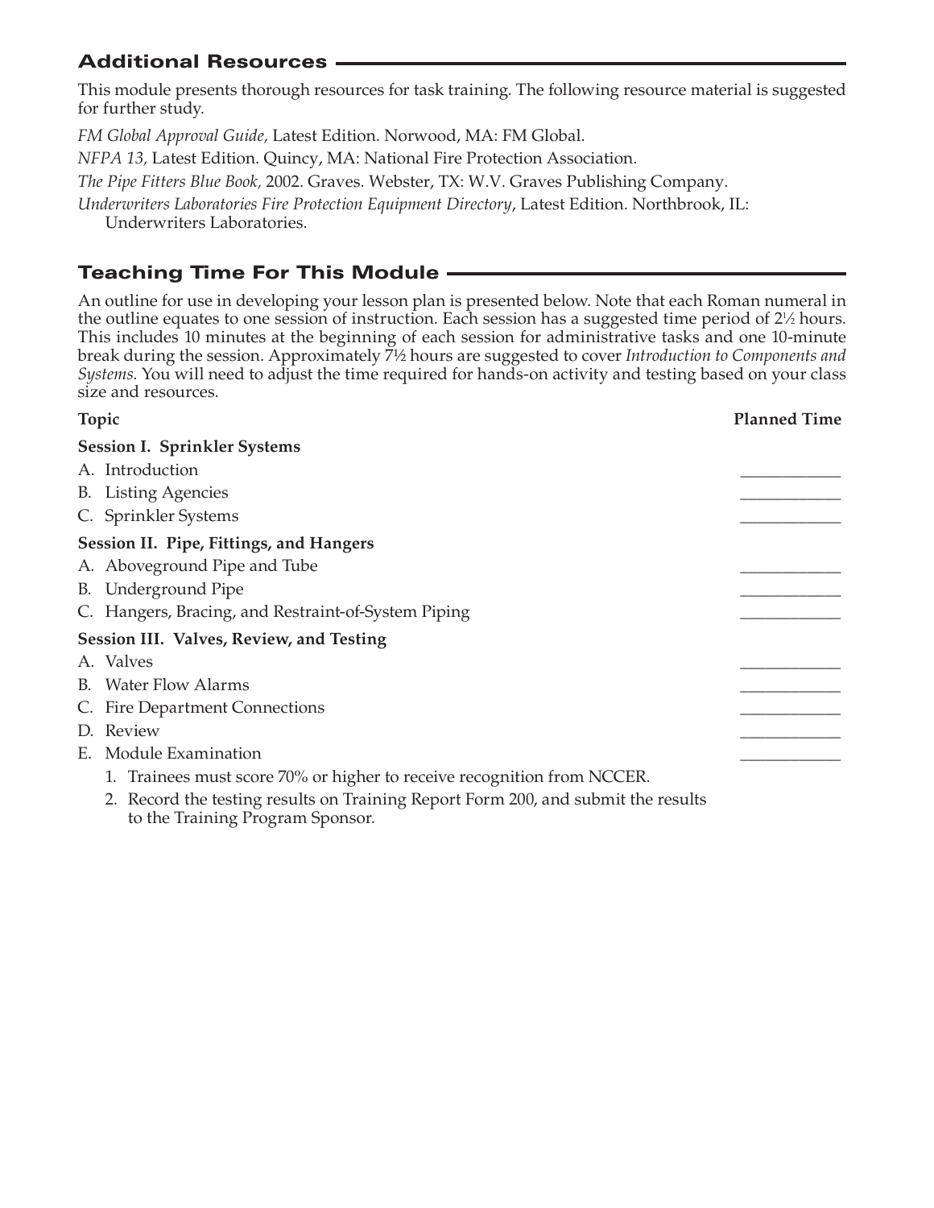## Additional Resources

This module presents thorough resources for task training. The following resource material is suggested for further study.

*FM Global Approval Guide,* Latest Edition. Norwood, MA: FM Global.

*NFPA 13,* Latest Edition. Quincy, MA: National Fire Protection Association.

*The Pipe Fitters Blue Book,* 2002. Graves. Webster, TX: W.V. Graves Publishing Company.

*Underwriters Laboratories Fire Protection Equipment Directory*, Latest Edition. Northbrook, IL: Underwriters Laboratories.

## Teaching Time For This Module

An outline for use in developing your lesson plan is presented below. Note that each Roman numeral in the outline equates to one session of instruction. Each session has a suggested time period of 2½ hours. This includes 10 minutes at the beginning of each session for administrative tasks and one 10-minute break during the session. Approximately 7½ hours are suggested to cover *Introduction to Components and Systems.* You will need to adjust the time required for hands-on activity and testing based on your class size and resources.

| Topic | Planned Time |
|---|---|
| **Session I. Sprinkler Systems** | |
| A. Introduction | ____________ |
| B. Listing Agencies | ____________ |
| C. Sprinkler Systems | ____________ |
| **Session II. Pipe, Fittings, and Hangers** | |
| A. Aboveground Pipe and Tube | ____________ |
| B. Underground Pipe | ____________ |
| C. Hangers, Bracing, and Restraint-of-System Piping | ____________ |
| **Session III. Valves, Review, and Testing** | |
| A. Valves | ____________ |
| B. Water Flow Alarms | ____________ |
| C. Fire Department Connections | ____________ |
| D. Review | ____________ |
| E. Module Examination | ____________ |

1. Trainees must score 70% or higher to receive recognition from NCCER.
2. Record the testing results on Training Report Form 200, and submit the results to the Training Program Sponsor.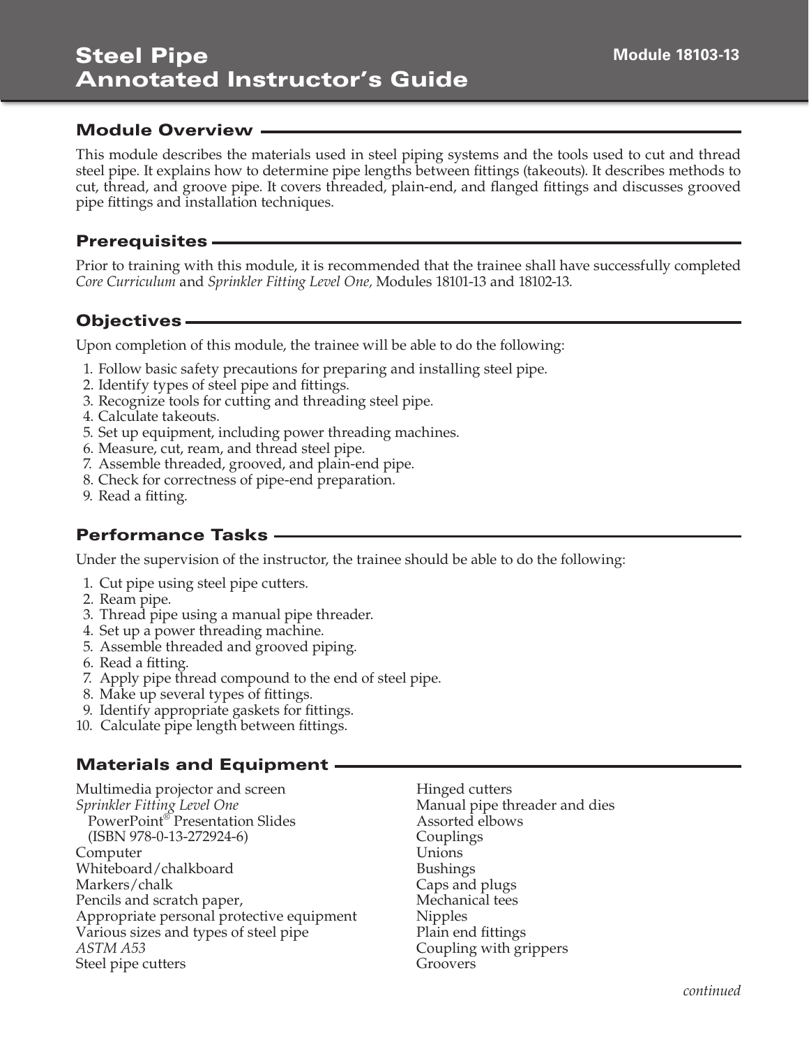# Steel Pipe Annotated Instructor's Guide

Module 18103-13

## Module Overview

This module describes the materials used in steel piping systems and the tools used to cut and thread steel pipe. It explains how to determine pipe lengths between fittings (takeouts). It describes methods to cut, thread, and groove pipe. It covers threaded, plain-end, and flanged fittings and discusses grooved pipe fittings and installation techniques.

## Prerequisites

Prior to training with this module, it is recommended that the trainee shall have successfully completed *Core Curriculum* and *Sprinkler Fitting Level One,* Modules 18101-13 and 18102-13.

## Objectives

Upon completion of this module, the trainee will be able to do the following:

1. Follow basic safety precautions for preparing and installing steel pipe.
2. Identify types of steel pipe and fittings.
3. Recognize tools for cutting and threading steel pipe.
4. Calculate takeouts.
5. Set up equipment, including power threading machines.
6. Measure, cut, ream, and thread steel pipe.
7. Assemble threaded, grooved, and plain-end pipe.
8. Check for correctness of pipe-end preparation.
9. Read a fitting.

## Performance Tasks

Under the supervision of the instructor, the trainee should be able to do the following:

1. Cut pipe using steel pipe cutters.
2. Ream pipe.
3. Thread pipe using a manual pipe threader.
4. Set up a power threading machine.
5. Assemble threaded and grooved piping.
6. Read a fitting.
7. Apply pipe thread compound to the end of steel pipe.
8. Make up several types of fittings.
9. Identify appropriate gaskets for fittings.
10. Calculate pipe length between fittings.

## Materials and Equipment

Multimedia projector and screen
*Sprinkler Fitting Level One* PowerPoint® Presentation Slides (ISBN 978-0-13-272924-6)
Computer
Whiteboard/chalkboard
Markers/chalk
Pencils and scratch paper,
Appropriate personal protective equipment
Various sizes and types of steel pipe
*ASTM A53*
Steel pipe cutters
Hinged cutters
Manual pipe threader and dies
Assorted elbows
Couplings
Unions
Bushings
Caps and plugs
Mechanical tees
Nipples
Plain end fittings
Coupling with grippers
Groovers

*continued*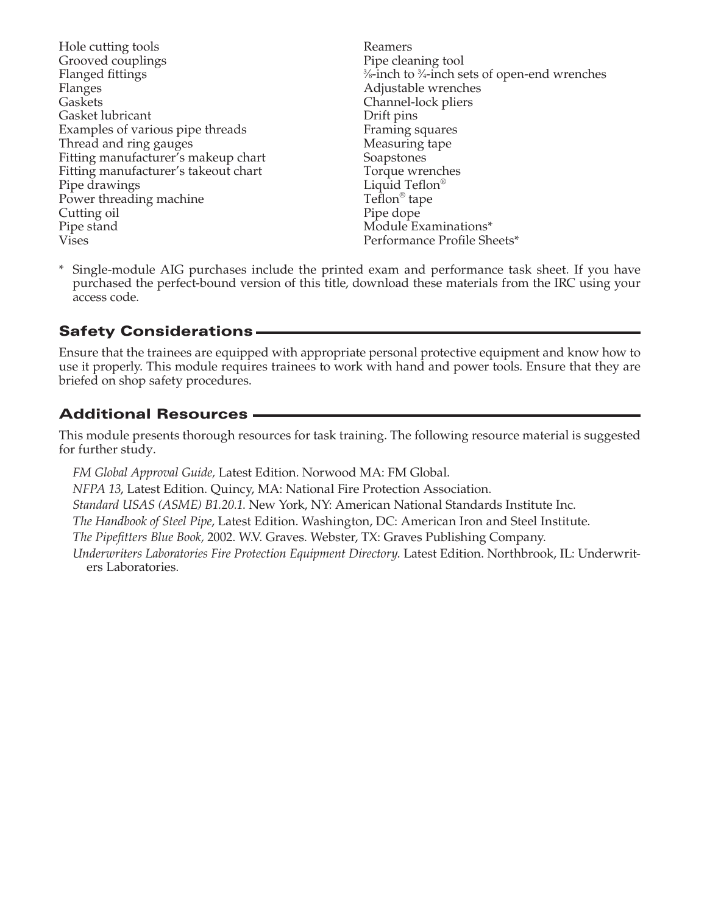Hole cutting tools
Grooved couplings
Flanged fittings
Flanges
Gaskets
Gasket lubricant
Examples of various pipe threads
Thread and ring gauges
Fitting manufacturer's makeup chart
Fitting manufacturer's takeout chart
Pipe drawings
Power threading machine
Cutting oil
Pipe stand
Vises
Reamers
Pipe cleaning tool
⅜-inch to ¾-inch sets of open-end wrenches
Adjustable wrenches
Channel-lock pliers
Drift pins
Framing squares
Measuring tape
Soapstones
Torque wrenches
Liquid Teflon®
Teflon® tape
Pipe dope
Module Examinations*
Performance Profile Sheets*

\* Single-module AIG purchases include the printed exam and performance task sheet. If you have purchased the perfect-bound version of this title, download these materials from the IRC using your access code.

## Safety Considerations

Ensure that the trainees are equipped with appropriate personal protective equipment and know how to use it properly. This module requires trainees to work with hand and power tools. Ensure that they are briefed on shop safety procedures.

## Additional Resources

This module presents thorough resources for task training. The following resource material is suggested for further study.

*FM Global Approval Guide,* Latest Edition. Norwood MA: FM Global.

*NFPA 13*, Latest Edition. Quincy, MA: National Fire Protection Association.

*Standard USAS (ASME) B1.20.1.* New York, NY: American National Standards Institute Inc.

*The Handbook of Steel Pipe*, Latest Edition. Washington, DC: American Iron and Steel Institute.

*The Pipefitters Blue Book,* 2002. W.V. Graves. Webster, TX: Graves Publishing Company.

*Underwriters Laboratories Fire Protection Equipment Directory.* Latest Edition. Northbrook, IL: Underwriters Laboratories.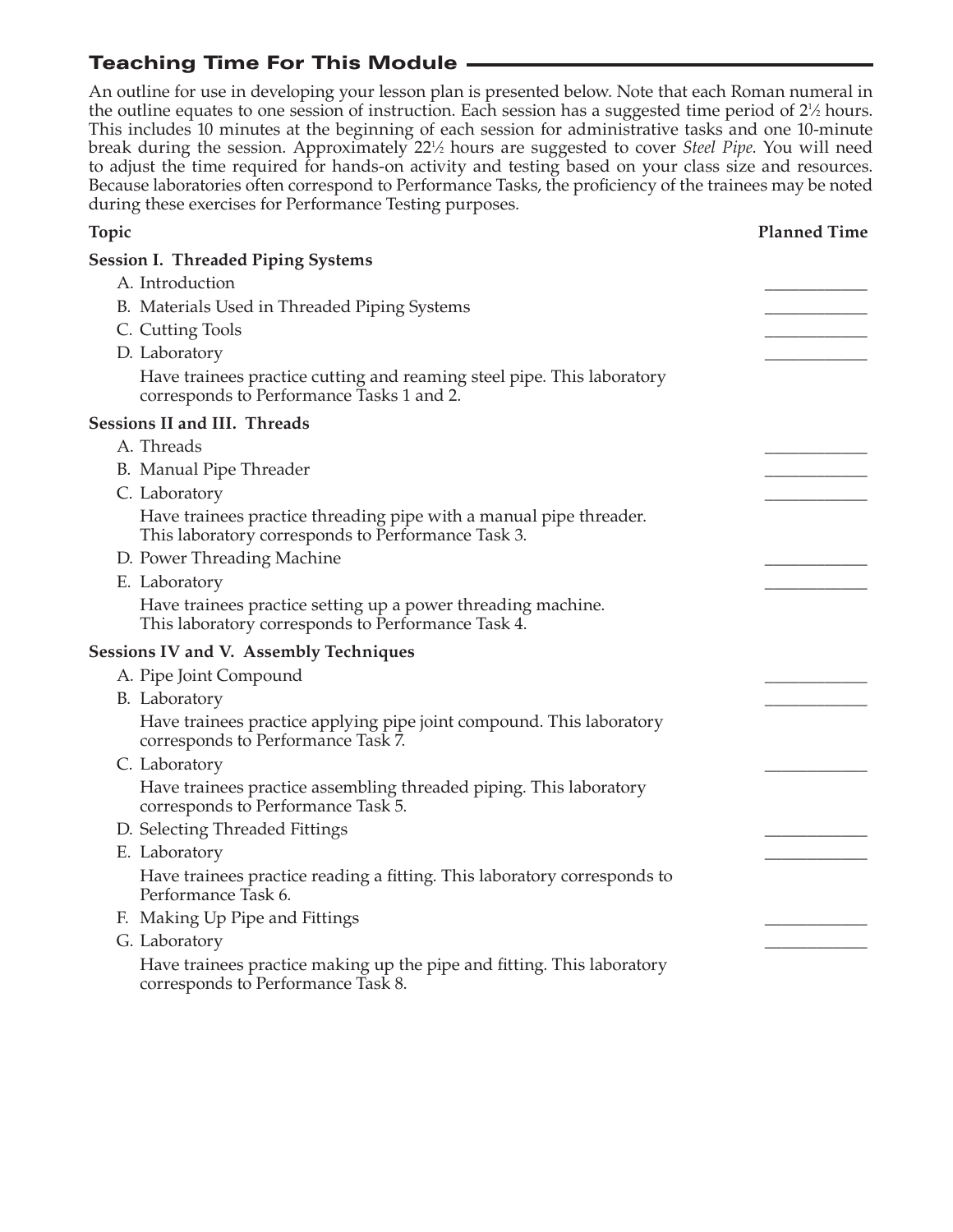## Teaching Time For This Module

An outline for use in developing your lesson plan is presented below. Note that each Roman numeral in the outline equates to one session of instruction. Each session has a suggested time period of 2½ hours. This includes 10 minutes at the beginning of each session for administrative tasks and one 10-minute break during the session. Approximately 22½ hours are suggested to cover *Steel Pipe*. You will need to adjust the time required for hands-on activity and testing based on your class size and resources. Because laboratories often correspond to Performance Tasks, the proficiency of the trainees may be noted during these exercises for Performance Testing purposes.

| Topic | Planned Time |
|---|---|
| **Session I. Threaded Piping Systems** | |
| A. Introduction | ____________ |
| B. Materials Used in Threaded Piping Systems | ____________ |
| C. Cutting Tools | ____________ |
| D. Laboratory | ____________ |
| Have trainees practice cutting and reaming steel pipe. This laboratory corresponds to Performance Tasks 1 and 2. | |
| **Sessions II and III. Threads** | |
| A. Threads | ____________ |
| B. Manual Pipe Threader | ____________ |
| C. Laboratory | ____________ |
| Have trainees practice threading pipe with a manual pipe threader. This laboratory corresponds to Performance Task 3. | |
| D. Power Threading Machine | ____________ |
| E. Laboratory | ____________ |
| Have trainees practice setting up a power threading machine. This laboratory corresponds to Performance Task 4. | |
| **Sessions IV and V. Assembly Techniques** | |
| A. Pipe Joint Compound | ____________ |
| B. Laboratory | ____________ |
| Have trainees practice applying pipe joint compound. This laboratory corresponds to Performance Task 7. | |
| C. Laboratory | ____________ |
| Have trainees practice assembling threaded piping. This laboratory corresponds to Performance Task 5. | |
| D. Selecting Threaded Fittings | ____________ |
| E. Laboratory | ____________ |
| Have trainees practice reading a fitting. This laboratory corresponds to Performance Task 6. | |
| F. Making Up Pipe and Fittings | ____________ |
| G. Laboratory | ____________ |
| Have trainees practice making up the pipe and fitting. This laboratory corresponds to Performance Task 8. | |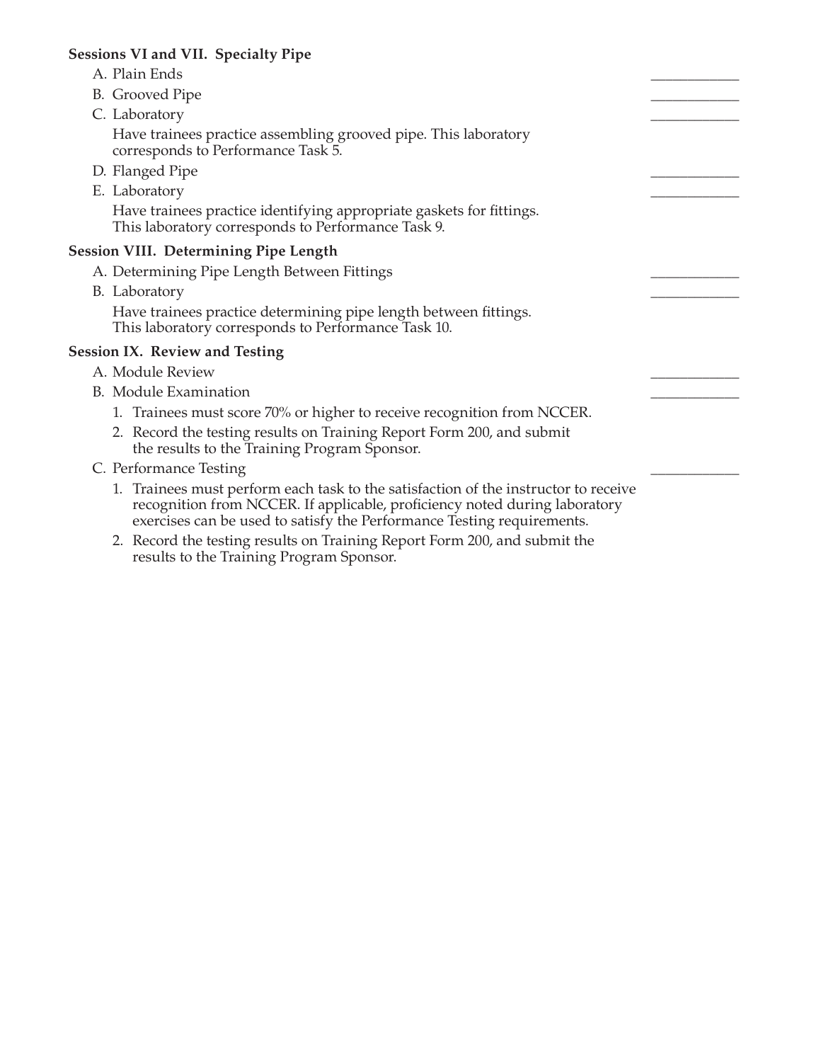**Sessions VI and VII. Specialty Pipe**

A. Plain Ends \_\_\_\_\_\_\_\_\_\_\_\_

B. Grooved Pipe \_\_\_\_\_\_\_\_\_\_\_\_

C. Laboratory \_\_\_\_\_\_\_\_\_\_\_\_

Have trainees practice assembling grooved pipe. This laboratory corresponds to Performance Task 5.

D. Flanged Pipe \_\_\_\_\_\_\_\_\_\_\_\_

E. Laboratory \_\_\_\_\_\_\_\_\_\_\_\_

Have trainees practice identifying appropriate gaskets for fittings. This laboratory corresponds to Performance Task 9.

**Session VIII. Determining Pipe Length**

A. Determining Pipe Length Between Fittings \_\_\_\_\_\_\_\_\_\_\_\_

B. Laboratory \_\_\_\_\_\_\_\_\_\_\_\_

Have trainees practice determining pipe length between fittings. This laboratory corresponds to Performance Task 10.

**Session IX. Review and Testing**

A. Module Review \_\_\_\_\_\_\_\_\_\_\_\_

B. Module Examination \_\_\_\_\_\_\_\_\_\_\_\_

1. Trainees must score 70% or higher to receive recognition from NCCER.
2. Record the testing results on Training Report Form 200, and submit the results to the Training Program Sponsor.

C. Performance Testing \_\_\_\_\_\_\_\_\_\_\_\_

1. Trainees must perform each task to the satisfaction of the instructor to receive recognition from NCCER. If applicable, proficiency noted during laboratory exercises can be used to satisfy the Performance Testing requirements.
2. Record the testing results on Training Report Form 200, and submit the results to the Training Program Sponsor.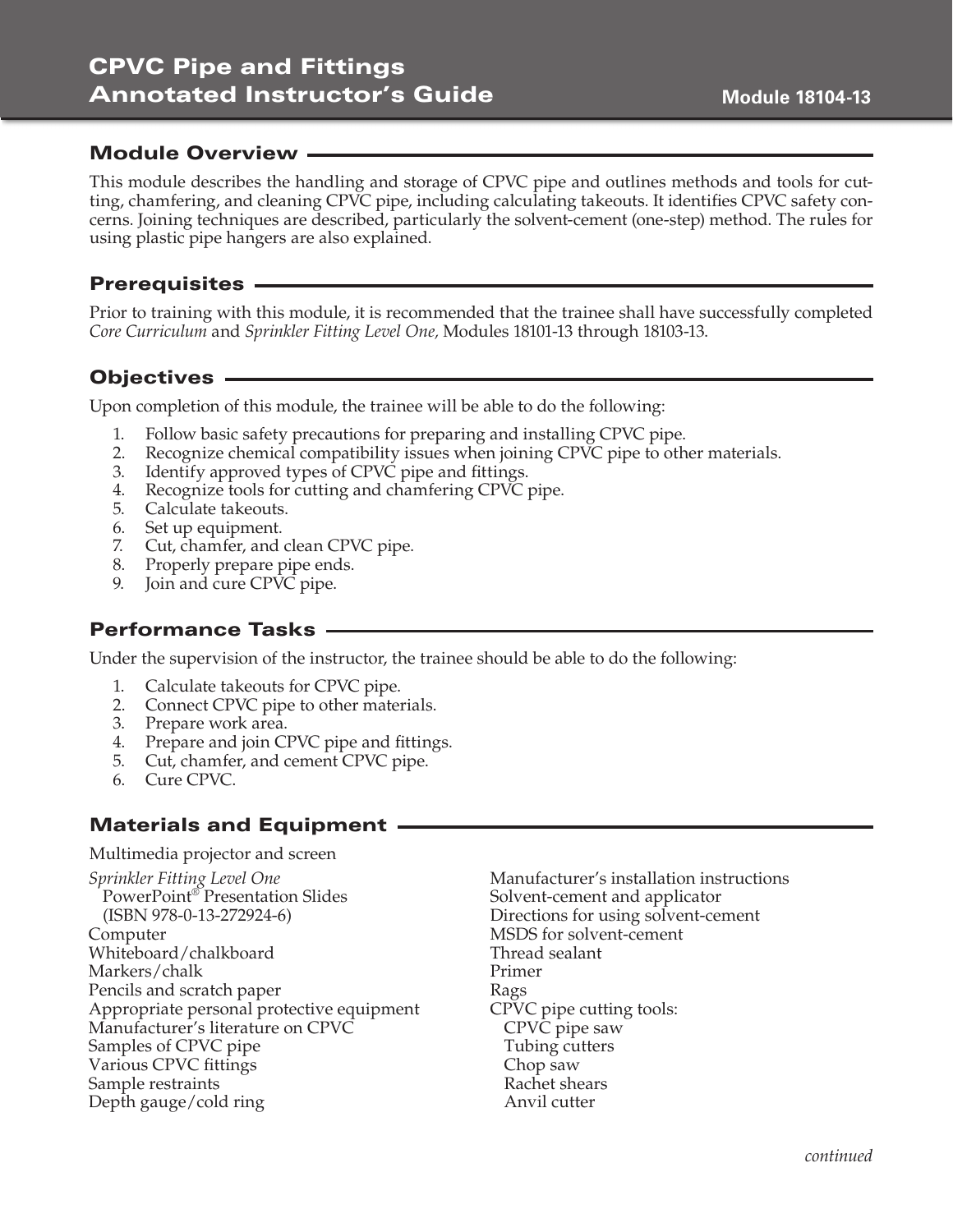# CPVC Pipe and Fittings Annotated Instructor's Guide

Module 18104-13

## Module Overview

This module describes the handling and storage of CPVC pipe and outlines methods and tools for cutting, chamfering, and cleaning CPVC pipe, including calculating takeouts. It identifies CPVC safety concerns. Joining techniques are described, particularly the solvent-cement (one-step) method. The rules for using plastic pipe hangers are also explained.

## Prerequisites

Prior to training with this module, it is recommended that the trainee shall have successfully completed *Core Curriculum* and *Sprinkler Fitting Level One,* Modules 18101-13 through 18103-13.

## Objectives

Upon completion of this module, the trainee will be able to do the following:

1. Follow basic safety precautions for preparing and installing CPVC pipe.
2. Recognize chemical compatibility issues when joining CPVC pipe to other materials.
3. Identify approved types of CPVC pipe and fittings.
4. Recognize tools for cutting and chamfering CPVC pipe.
5. Calculate takeouts.
6. Set up equipment.
7. Cut, chamfer, and clean CPVC pipe.
8. Properly prepare pipe ends.
9. Join and cure CPVC pipe.

## Performance Tasks

Under the supervision of the instructor, the trainee should be able to do the following:

1. Calculate takeouts for CPVC pipe.
2. Connect CPVC pipe to other materials.
3. Prepare work area.
4. Prepare and join CPVC pipe and fittings.
5. Cut, chamfer, and cement CPVC pipe.
6. Cure CPVC.

## Materials and Equipment

Multimedia projector and screen

*Sprinkler Fitting Level One*
PowerPoint® Presentation Slides
(ISBN 978-0-13-272924-6)
Computer
Whiteboard/chalkboard
Markers/chalk
Pencils and scratch paper
Appropriate personal protective equipment
Manufacturer's literature on CPVC
Samples of CPVC pipe
Various CPVC fittings
Sample restraints
Depth gauge/cold ring
Manufacturer's installation instructions
Solvent-cement and applicator
Directions for using solvent-cement
MSDS for solvent-cement
Thread sealant
Primer
Rags
CPVC pipe cutting tools:
CPVC pipe saw
Tubing cutters
Chop saw
Rachet shears
Anvil cutter

*continued*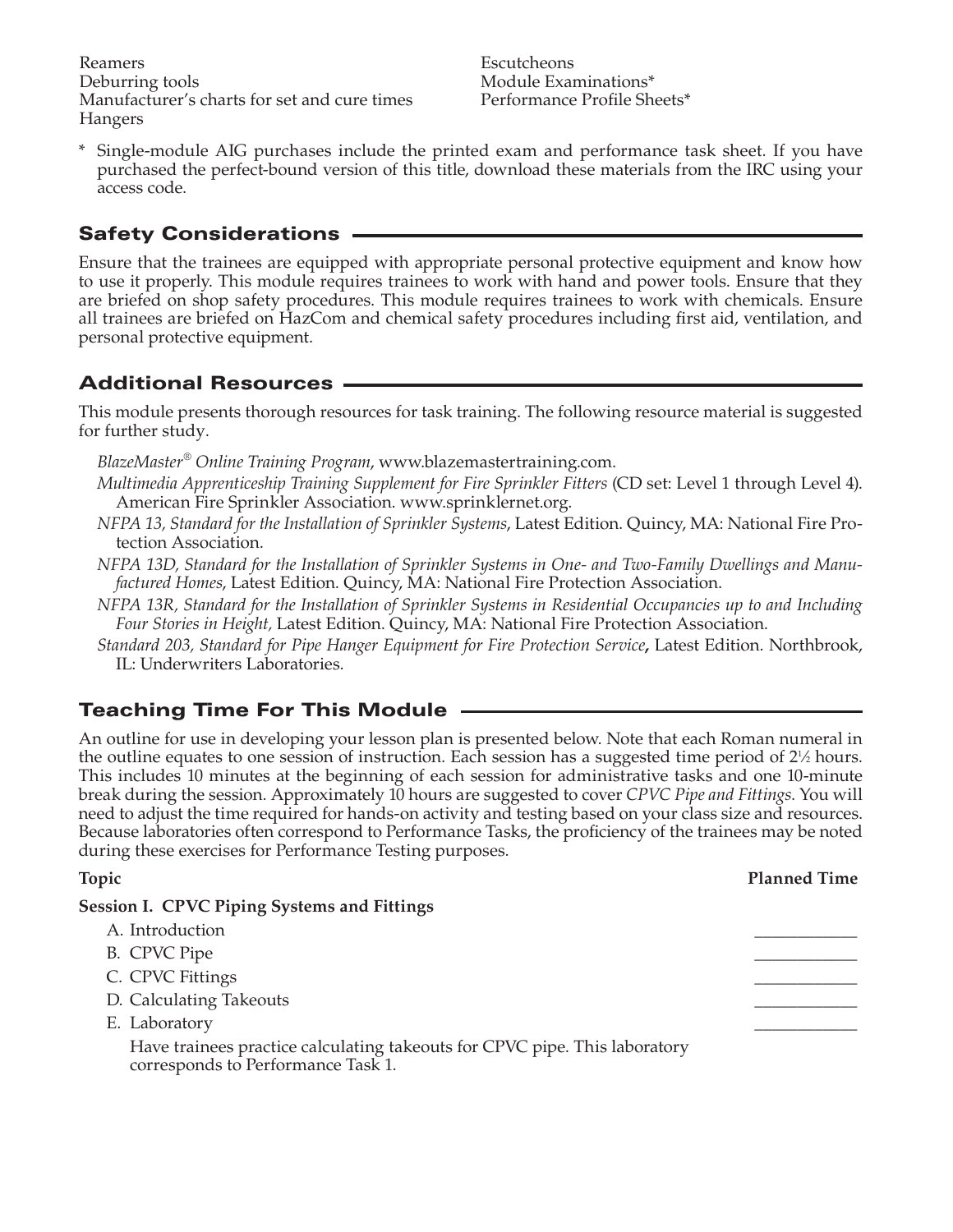Reamers
Deburring tools
Manufacturer's charts for set and cure times
Hangers
Escutcheons
Module Examinations*
Performance Profile Sheets*

\* Single-module AIG purchases include the printed exam and performance task sheet. If you have purchased the perfect-bound version of this title, download these materials from the IRC using your access code.

## Safety Considerations

Ensure that the trainees are equipped with appropriate personal protective equipment and know how to use it properly. This module requires trainees to work with hand and power tools. Ensure that they are briefed on shop safety procedures. This module requires trainees to work with chemicals. Ensure all trainees are briefed on HazCom and chemical safety procedures including first aid, ventilation, and personal protective equipment.

## Additional Resources

This module presents thorough resources for task training. The following resource material is suggested for further study.

*BlazeMaster® Online Training Program*, www.blazemastertraining.com.

*Multimedia Apprenticeship Training Supplement for Fire Sprinkler Fitters* (CD set: Level 1 through Level 4). American Fire Sprinkler Association. www.sprinklernet.org.

*NFPA 13, Standard for the Installation of Sprinkler Systems*, Latest Edition. Quincy, MA: National Fire Protection Association.

*NFPA 13D, Standard for the Installation of Sprinkler Systems in One- and Two-Family Dwellings and Manufactured Homes*, Latest Edition. Quincy, MA: National Fire Protection Association.

*NFPA 13R, Standard for the Installation of Sprinkler Systems in Residential Occupancies up to and Including Four Stories in Height,* Latest Edition. Quincy, MA: National Fire Protection Association.

*Standard 203, Standard for Pipe Hanger Equipment for Fire Protection Service*, Latest Edition. Northbrook, IL: Underwriters Laboratories.

## Teaching Time For This Module

An outline for use in developing your lesson plan is presented below. Note that each Roman numeral in the outline equates to one session of instruction. Each session has a suggested time period of 2½ hours. This includes 10 minutes at the beginning of each session for administrative tasks and one 10-minute break during the session. Approximately 10 hours are suggested to cover *CPVC Pipe and Fittings.* You will need to adjust the time required for hands-on activity and testing based on your class size and resources. Because laboratories often correspond to Performance Tasks, the proficiency of the trainees may be noted during these exercises for Performance Testing purposes.

| Topic | Planned Time |
|---|---|
| **Session I. CPVC Piping Systems and Fittings** | |
| A. Introduction | ____________ |
| B. CPVC Pipe | ____________ |
| C. CPVC Fittings | ____________ |
| D. Calculating Takeouts | ____________ |
| E. Laboratory<br>Have trainees practice calculating takeouts for CPVC pipe. This laboratory corresponds to Performance Task 1. | ____________ |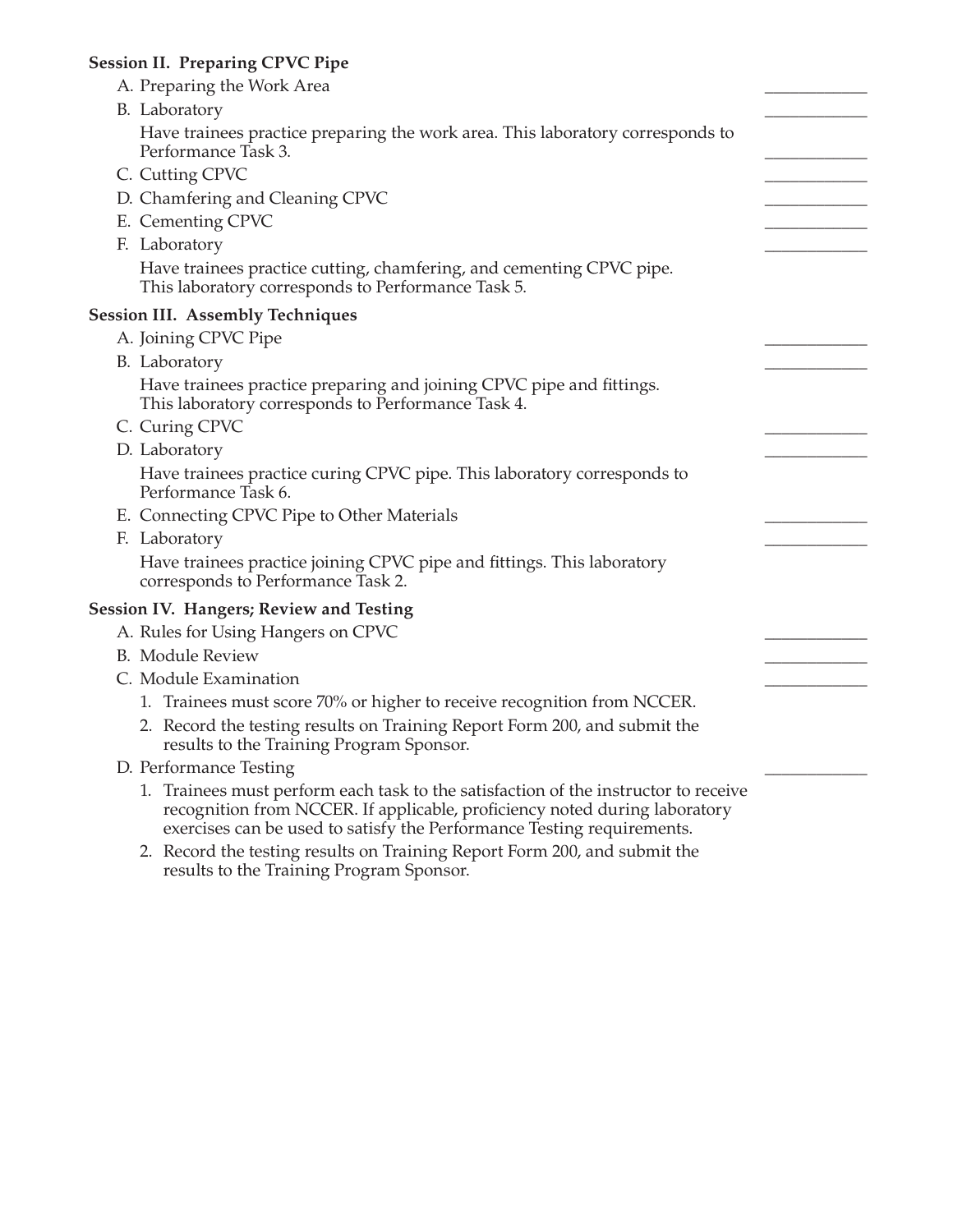**Session II. Preparing CPVC Pipe**

A. Preparing the Work Area ____________

B. Laboratory ____________

Have trainees practice preparing the work area. This laboratory corresponds to Performance Task 3. ____________

C. Cutting CPVC ____________

D. Chamfering and Cleaning CPVC ____________

E. Cementing CPVC ____________

F. Laboratory ____________

Have trainees practice cutting, chamfering, and cementing CPVC pipe. This laboratory corresponds to Performance Task 5.

**Session III. Assembly Techniques**

A. Joining CPVC Pipe ____________

B. Laboratory ____________

Have trainees practice preparing and joining CPVC pipe and fittings. This laboratory corresponds to Performance Task 4.

C. Curing CPVC ____________

D. Laboratory ____________

Have trainees practice curing CPVC pipe. This laboratory corresponds to Performance Task 6.

E. Connecting CPVC Pipe to Other Materials ____________

F. Laboratory ____________

Have trainees practice joining CPVC pipe and fittings. This laboratory corresponds to Performance Task 2.

**Session IV. Hangers; Review and Testing**

A. Rules for Using Hangers on CPVC ____________

B. Module Review ____________

C. Module Examination ____________

1. Trainees must score 70% or higher to receive recognition from NCCER.
2. Record the testing results on Training Report Form 200, and submit the results to the Training Program Sponsor.

D. Performance Testing ____________

1. Trainees must perform each task to the satisfaction of the instructor to receive recognition from NCCER. If applicable, proficiency noted during laboratory exercises can be used to satisfy the Performance Testing requirements.
2. Record the testing results on Training Report Form 200, and submit the results to the Training Program Sponsor.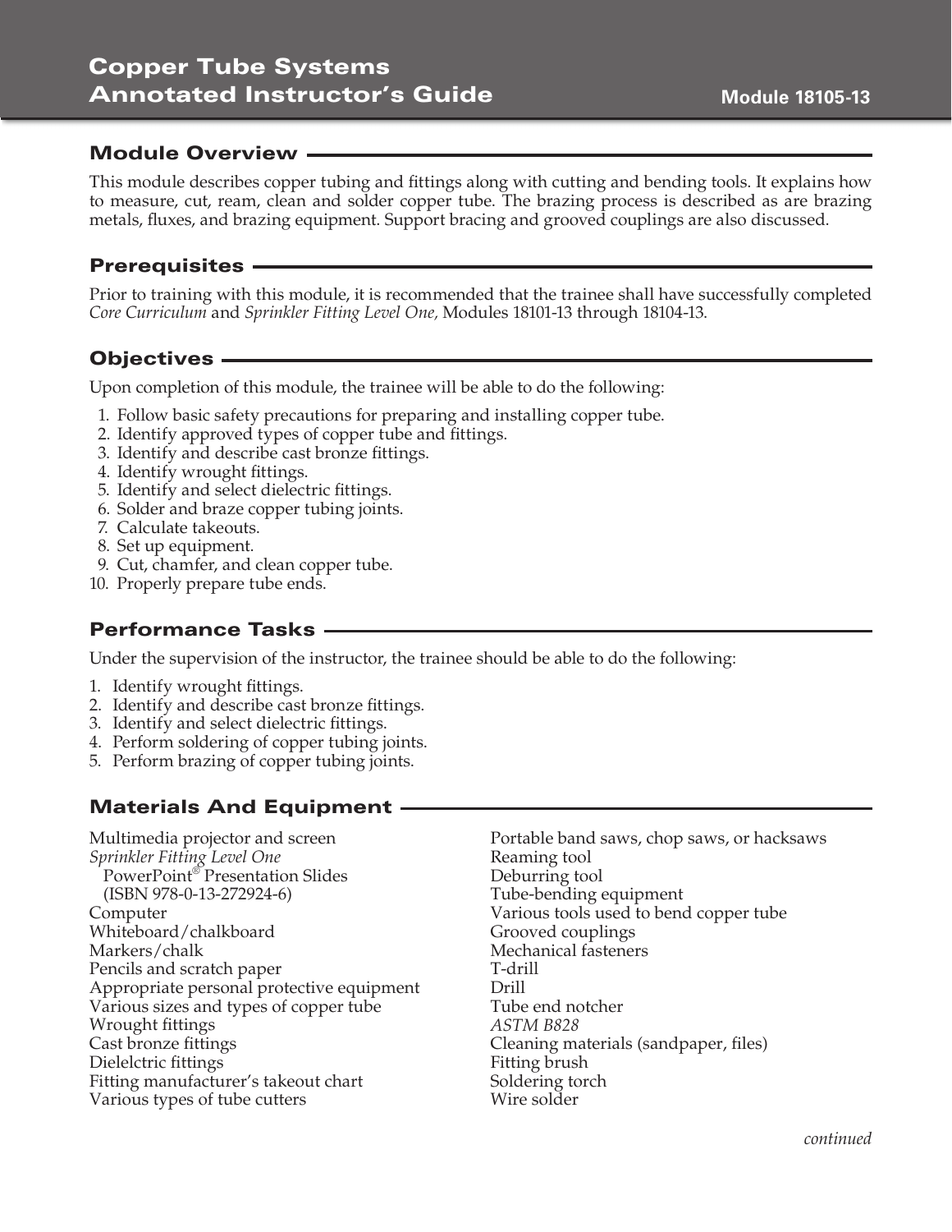# Copper Tube Systems Annotated Instructor's Guide

Module 18105-13

## Module Overview

This module describes copper tubing and fittings along with cutting and bending tools. It explains how to measure, cut, ream, clean and solder copper tube. The brazing process is described as are brazing metals, fluxes, and brazing equipment. Support bracing and grooved couplings are also discussed.

## Prerequisites

Prior to training with this module, it is recommended that the trainee shall have successfully completed *Core Curriculum* and *Sprinkler Fitting Level One,* Modules 18101-13 through 18104-13.

## Objectives

Upon completion of this module, the trainee will be able to do the following:

1. Follow basic safety precautions for preparing and installing copper tube.
2. Identify approved types of copper tube and fittings.
3. Identify and describe cast bronze fittings.
4. Identify wrought fittings.
5. Identify and select dielectric fittings.
6. Solder and braze copper tubing joints.
7. Calculate takeouts.
8. Set up equipment.
9. Cut, chamfer, and clean copper tube.
10. Properly prepare tube ends.

## Performance Tasks

Under the supervision of the instructor, the trainee should be able to do the following:

1. Identify wrought fittings.
2. Identify and describe cast bronze fittings.
3. Identify and select dielectric fittings.
4. Perform soldering of copper tubing joints.
5. Perform brazing of copper tubing joints.

## Materials And Equipment

Multimedia projector and screen
*Sprinkler Fitting Level One* PowerPoint® Presentation Slides (ISBN 978-0-13-272924-6)
Computer
Whiteboard/chalkboard
Markers/chalk
Pencils and scratch paper
Appropriate personal protective equipment
Various sizes and types of copper tube
Wrought fittings
Cast bronze fittings
Dielelctric fittings
Fitting manufacturer's takeout chart
Various types of tube cutters
Portable band saws, chop saws, or hacksaws
Reaming tool
Deburring tool
Tube-bending equipment
Various tools used to bend copper tube
Grooved couplings
Mechanical fasteners
T-drill
Drill
Tube end notcher
*ASTM B828*
Cleaning materials (sandpaper, files)
Fitting brush
Soldering torch
Wire solder

*continued*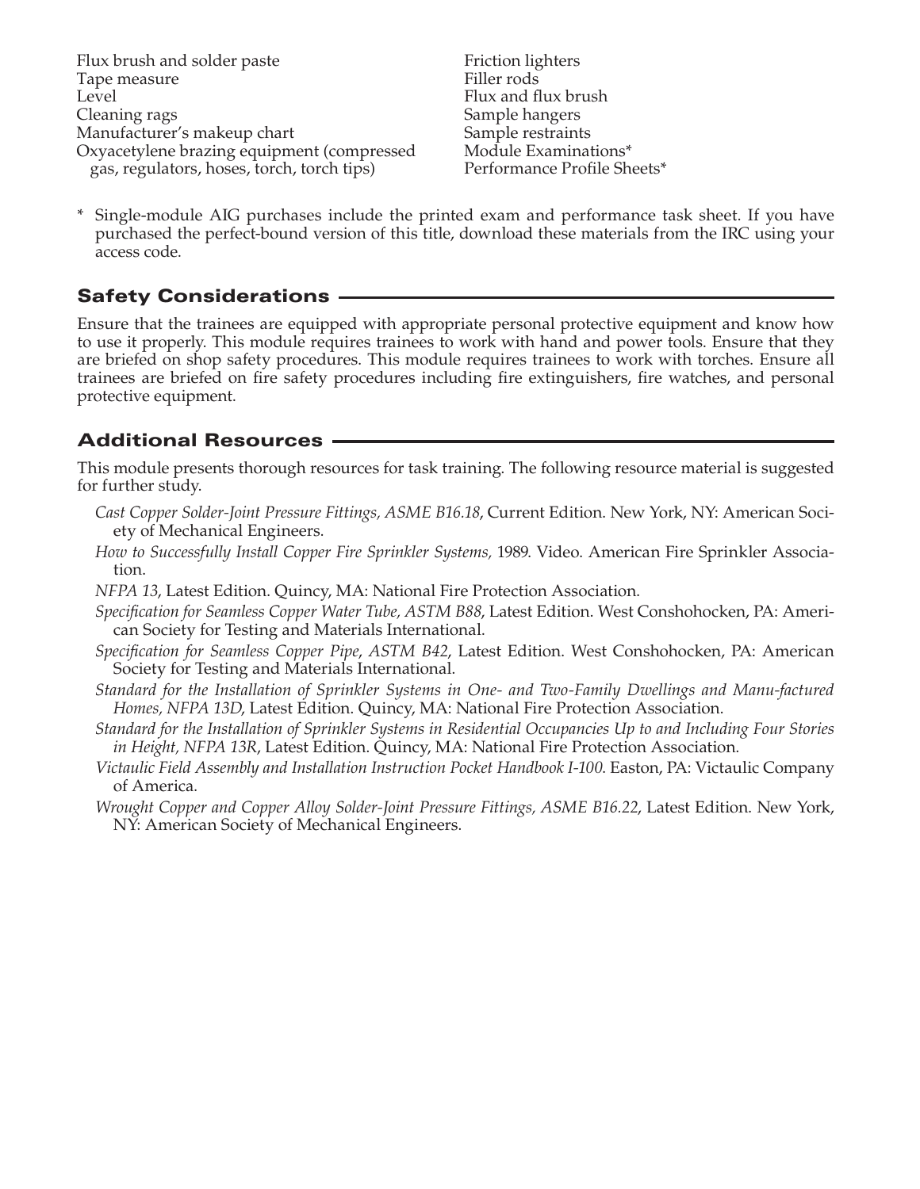- Flux brush and solder paste
- Tape measure
- Level
- Cleaning rags
- Manufacturer's makeup chart
- Oxyacetylene brazing equipment (compressed gas, regulators, hoses, torch, torch tips)
- Friction lighters
- Filler rods
- Flux and flux brush
- Sample hangers
- Sample restraints
- Module Examinations*
- Performance Profile Sheets*

\* Single-module AIG purchases include the printed exam and performance task sheet. If you have purchased the perfect-bound version of this title, download these materials from the IRC using your access code.

## Safety Considerations

Ensure that the trainees are equipped with appropriate personal protective equipment and know how to use it properly. This module requires trainees to work with hand and power tools. Ensure that they are briefed on shop safety procedures. This module requires trainees to work with torches. Ensure all trainees are briefed on fire safety procedures including fire extinguishers, fire watches, and personal protective equipment.

## Additional Resources

This module presents thorough resources for task training. The following resource material is suggested for further study.

*Cast Copper Solder-Joint Pressure Fittings, ASME B16.18*, Current Edition. New York, NY: American Society of Mechanical Engineers.

*How to Successfully Install Copper Fire Sprinkler Systems,* 1989. Video. American Fire Sprinkler Association.

*NFPA 13*, Latest Edition. Quincy, MA: National Fire Protection Association.

*Specification for Seamless Copper Water Tube, ASTM B88*, Latest Edition. West Conshohocken, PA: American Society for Testing and Materials International.

*Specification for Seamless Copper Pipe, ASTM B42*, Latest Edition. West Conshohocken, PA: American Society for Testing and Materials International.

*Standard for the Installation of Sprinkler Systems in One- and Two-Family Dwellings and Manu-factured Homes, NFPA 13D*, Latest Edition. Quincy, MA: National Fire Protection Association.

*Standard for the Installation of Sprinkler Systems in Residential Occupancies Up to and Including Four Stories in Height, NFPA 13R*, Latest Edition. Quincy, MA: National Fire Protection Association.

*Victaulic Field Assembly and Installation Instruction Pocket Handbook I-100*. Easton, PA: Victaulic Company of America.

*Wrought Copper and Copper Alloy Solder-Joint Pressure Fittings, ASME B16.22*, Latest Edition. New York, NY: American Society of Mechanical Engineers.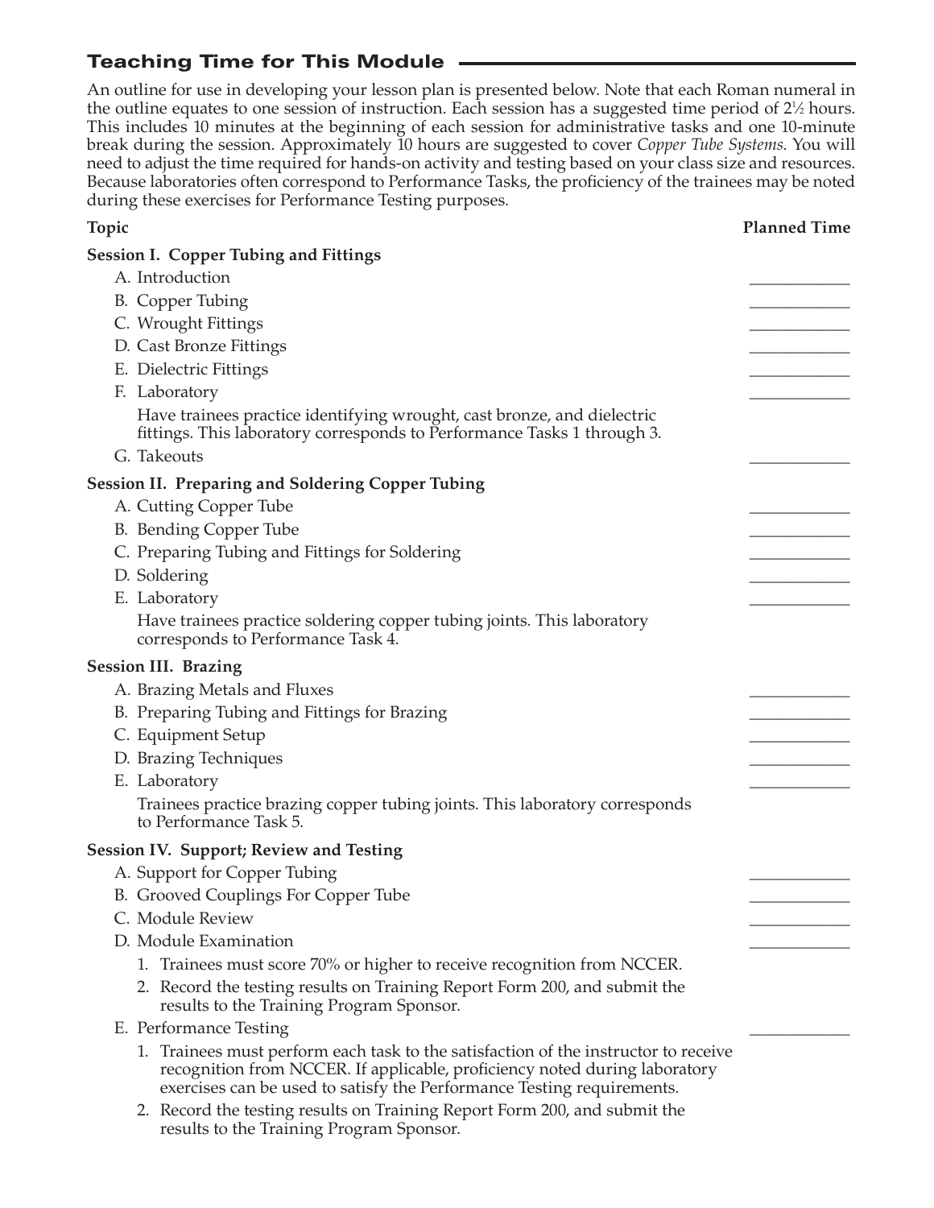## Teaching Time for This Module

An outline for use in developing your lesson plan is presented below. Note that each Roman numeral in the outline equates to one session of instruction. Each session has a suggested time period of 2½ hours. This includes 10 minutes at the beginning of each session for administrative tasks and one 10-minute break during the session. Approximately 10 hours are suggested to cover *Copper Tube Systems*. You will need to adjust the time required for hands-on activity and testing based on your class size and resources. Because laboratories often correspond to Performance Tasks, the proficiency of the trainees may be noted during these exercises for Performance Testing purposes.

| Topic | Planned Time |
|---|---|
| **Session I. Copper Tubing and Fittings** | |
| A. Introduction | ____________ |
| B. Copper Tubing | ____________ |
| C. Wrought Fittings | ____________ |
| D. Cast Bronze Fittings | ____________ |
| E. Dielectric Fittings | ____________ |
| F. Laboratory | ____________ |
| Have trainees practice identifying wrought, cast bronze, and dielectric fittings. This laboratory corresponds to Performance Tasks 1 through 3. | |
| G. Takeouts | ____________ |
| **Session II. Preparing and Soldering Copper Tubing** | |
| A. Cutting Copper Tube | ____________ |
| B. Bending Copper Tube | ____________ |
| C. Preparing Tubing and Fittings for Soldering | ____________ |
| D. Soldering | ____________ |
| E. Laboratory | ____________ |
| Have trainees practice soldering copper tubing joints. This laboratory corresponds to Performance Task 4. | |
| **Session III. Brazing** | |
| A. Brazing Metals and Fluxes | ____________ |
| B. Preparing Tubing and Fittings for Brazing | ____________ |
| C. Equipment Setup | ____________ |
| D. Brazing Techniques | ____________ |
| E. Laboratory | ____________ |
| Trainees practice brazing copper tubing joints. This laboratory corresponds to Performance Task 5. | |
| **Session IV. Support; Review and Testing** | |
| A. Support for Copper Tubing | ____________ |
| B. Grooved Couplings For Copper Tube | ____________ |
| C. Module Review | ____________ |
| D. Module Examination | ____________ |
| 1. Trainees must score 70% or higher to receive recognition from NCCER. | |
| 2. Record the testing results on Training Report Form 200, and submit the results to the Training Program Sponsor. | |
| E. Performance Testing | ____________ |
| 1. Trainees must perform each task to the satisfaction of the instructor to receive recognition from NCCER. If applicable, proficiency noted during laboratory exercises can be used to satisfy the Performance Testing requirements. | |
| 2. Record the testing results on Training Report Form 200, and submit the results to the Training Program Sponsor. | |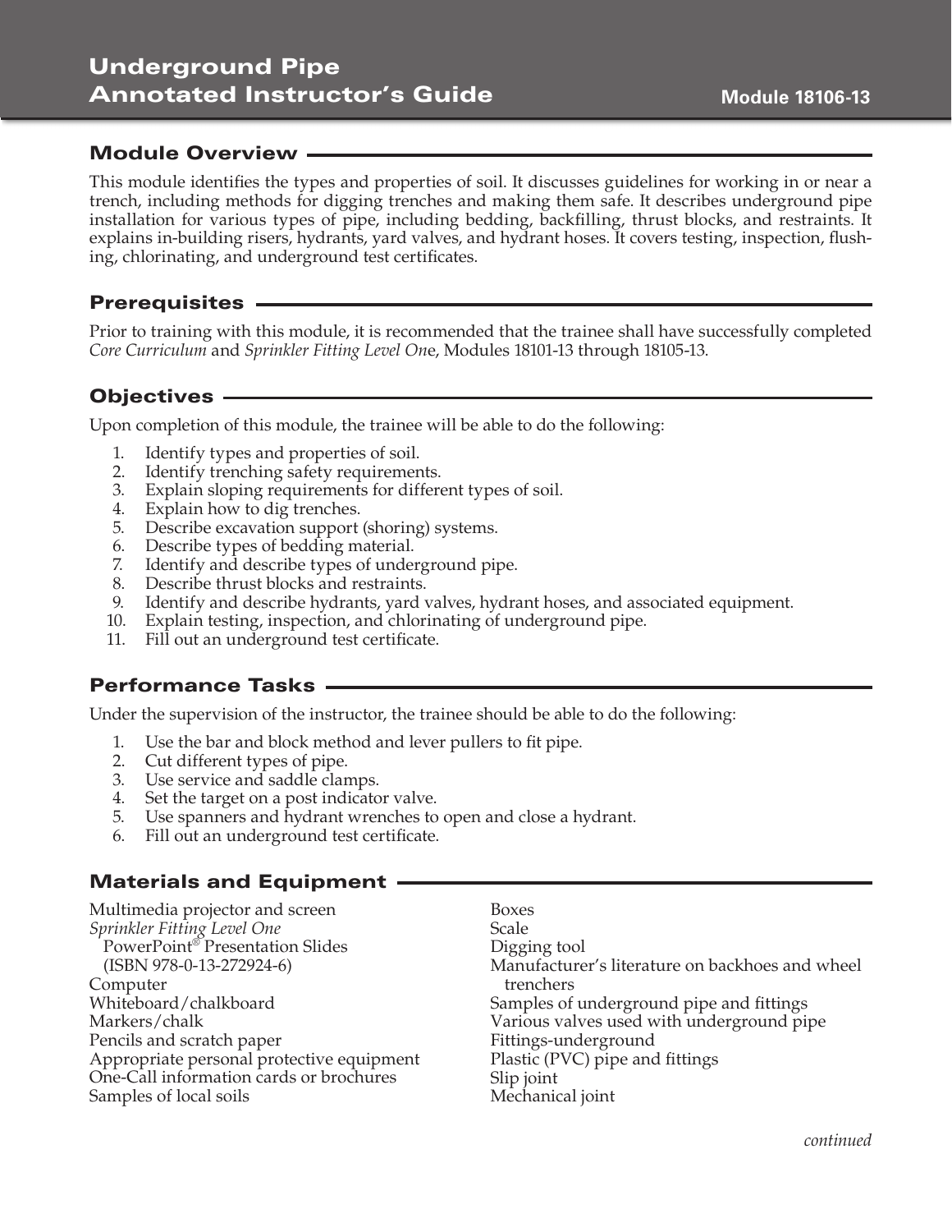# Underground Pipe Annotated Instructor's Guide

**Module 18106-13**

## Module Overview

This module identifies the types and properties of soil. It discusses guidelines for working in or near a trench, including methods for digging trenches and making them safe. It describes underground pipe installation for various types of pipe, including bedding, backfilling, thrust blocks, and restraints. It explains in-building risers, hydrants, yard valves, and hydrant hoses. It covers testing, inspection, flushing, chlorinating, and underground test certificates.

## Prerequisites

Prior to training with this module, it is recommended that the trainee shall have successfully completed *Core Curriculum* and *Sprinkler Fitting Level One*, Modules 18101-13 through 18105-13.

## Objectives

Upon completion of this module, the trainee will be able to do the following:

1. Identify types and properties of soil.
2. Identify trenching safety requirements.
3. Explain sloping requirements for different types of soil.
4. Explain how to dig trenches.
5. Describe excavation support (shoring) systems.
6. Describe types of bedding material.
7. Identify and describe types of underground pipe.
8. Describe thrust blocks and restraints.
9. Identify and describe hydrants, yard valves, hydrant hoses, and associated equipment.
10. Explain testing, inspection, and chlorinating of underground pipe.
11. Fill out an underground test certificate.

## Performance Tasks

Under the supervision of the instructor, the trainee should be able to do the following:

1. Use the bar and block method and lever pullers to fit pipe.
2. Cut different types of pipe.
3. Use service and saddle clamps.
4. Set the target on a post indicator valve.
5. Use spanners and hydrant wrenches to open and close a hydrant.
6. Fill out an underground test certificate.

## Materials and Equipment

Multimedia projector and screen
*Sprinkler Fitting Level One* PowerPoint® Presentation Slides (ISBN 978-0-13-272924-6)
Computer
Whiteboard/chalkboard
Markers/chalk
Pencils and scratch paper
Appropriate personal protective equipment
One-Call information cards or brochures
Samples of local soils
Boxes
Scale
Digging tool
Manufacturer's literature on backhoes and wheel trenchers
Samples of underground pipe and fittings
Various valves used with underground pipe
Fittings-underground
Plastic (PVC) pipe and fittings
Slip joint
Mechanical joint

*continued*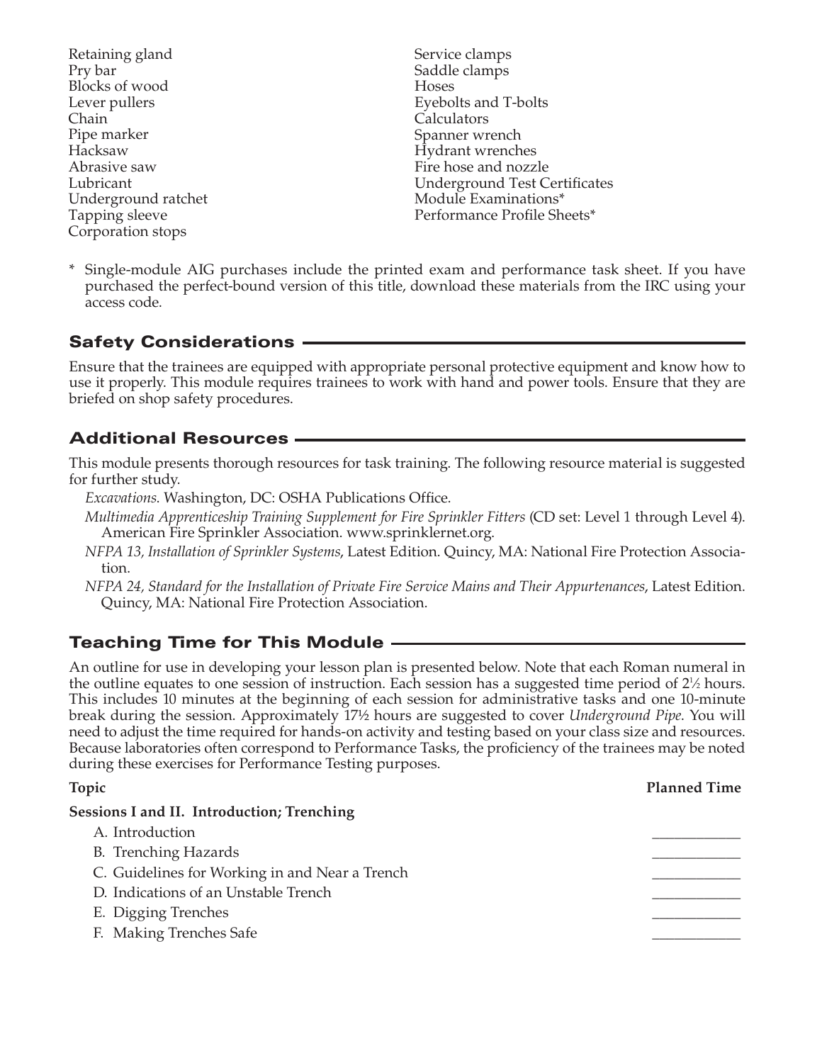- Retaining gland
- Pry bar
- Blocks of wood
- Lever pullers
- Chain
- Pipe marker
- Hacksaw
- Abrasive saw
- Lubricant
- Underground ratchet
- Tapping sleeve
- Corporation stops
- Service clamps
- Saddle clamps
- Hoses
- Eyebolts and T-bolts
- Calculators
- Spanner wrench
- Hydrant wrenches
- Fire hose and nozzle
- Underground Test Certificates
- Module Examinations*
- Performance Profile Sheets*

\* Single-module AIG purchases include the printed exam and performance task sheet. If you have purchased the perfect-bound version of this title, download these materials from the IRC using your access code.

## Safety Considerations

Ensure that the trainees are equipped with appropriate personal protective equipment and know how to use it properly. This module requires trainees to work with hand and power tools. Ensure that they are briefed on shop safety procedures.

## Additional Resources

This module presents thorough resources for task training. The following resource material is suggested for further study.

*Excavations.* Washington, DC: OSHA Publications Office.

*Multimedia Apprenticeship Training Supplement for Fire Sprinkler Fitters* (CD set: Level 1 through Level 4). American Fire Sprinkler Association. www.sprinklernet.org.

*NFPA 13, Installation of Sprinkler Systems*, Latest Edition. Quincy, MA: National Fire Protection Association.

*NFPA 24, Standard for the Installation of Private Fire Service Mains and Their Appurtenances*, Latest Edition. Quincy, MA: National Fire Protection Association.

## Teaching Time for This Module

An outline for use in developing your lesson plan is presented below. Note that each Roman numeral in the outline equates to one session of instruction. Each session has a suggested time period of 2½ hours. This includes 10 minutes at the beginning of each session for administrative tasks and one 10-minute break during the session. Approximately 17½ hours are suggested to cover *Underground Pipe*. You will need to adjust the time required for hands-on activity and testing based on your class size and resources. Because laboratories often correspond to Performance Tasks, the proficiency of the trainees may be noted during these exercises for Performance Testing purposes.

| Topic | Planned Time |
|---|---|
| **Sessions I and II. Introduction; Trenching** | |
| A. Introduction | ____________ |
| B. Trenching Hazards | ____________ |
| C. Guidelines for Working in and Near a Trench | ____________ |
| D. Indications of an Unstable Trench | ____________ |
| E. Digging Trenches | ____________ |
| F. Making Trenches Safe | ____________ |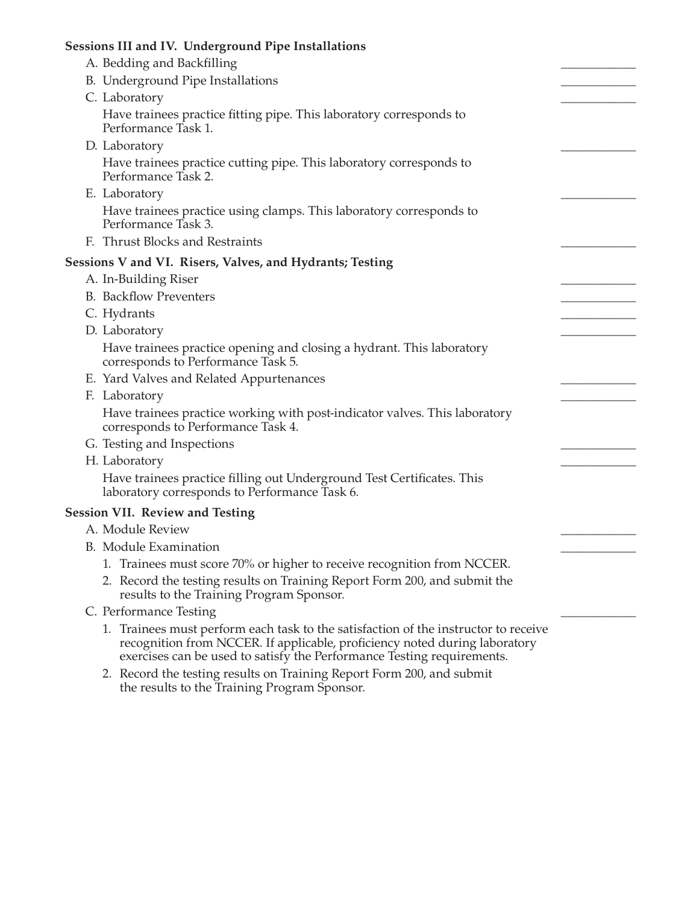**Sessions III and IV. Underground Pipe Installations**

A. Bedding and Backfilling ____________

B. Underground Pipe Installations ____________

C. Laboratory ____________

Have trainees practice fitting pipe. This laboratory corresponds to Performance Task 1.

D. Laboratory ____________

Have trainees practice cutting pipe. This laboratory corresponds to Performance Task 2.

E. Laboratory ____________

Have trainees practice using clamps. This laboratory corresponds to Performance Task 3.

F. Thrust Blocks and Restraints ____________

**Sessions V and VI. Risers, Valves, and Hydrants; Testing**

A. In-Building Riser ____________

B. Backflow Preventers ____________

C. Hydrants ____________

D. Laboratory ____________

Have trainees practice opening and closing a hydrant. This laboratory corresponds to Performance Task 5.

E. Yard Valves and Related Appurtenances ____________

F. Laboratory ____________

Have trainees practice working with post-indicator valves. This laboratory corresponds to Performance Task 4.

G. Testing and Inspections ____________

H. Laboratory ____________

Have trainees practice filling out Underground Test Certificates. This laboratory corresponds to Performance Task 6.

**Session VII. Review and Testing**

A. Module Review ____________

B. Module Examination ____________

1. Trainees must score 70% or higher to receive recognition from NCCER.
2. Record the testing results on Training Report Form 200, and submit the results to the Training Program Sponsor.

C. Performance Testing ____________

1. Trainees must perform each task to the satisfaction of the instructor to receive recognition from NCCER. If applicable, proficiency noted during laboratory exercises can be used to satisfy the Performance Testing requirements.
2. Record the testing results on Training Report Form 200, and submit the results to the Training Program Sponsor.